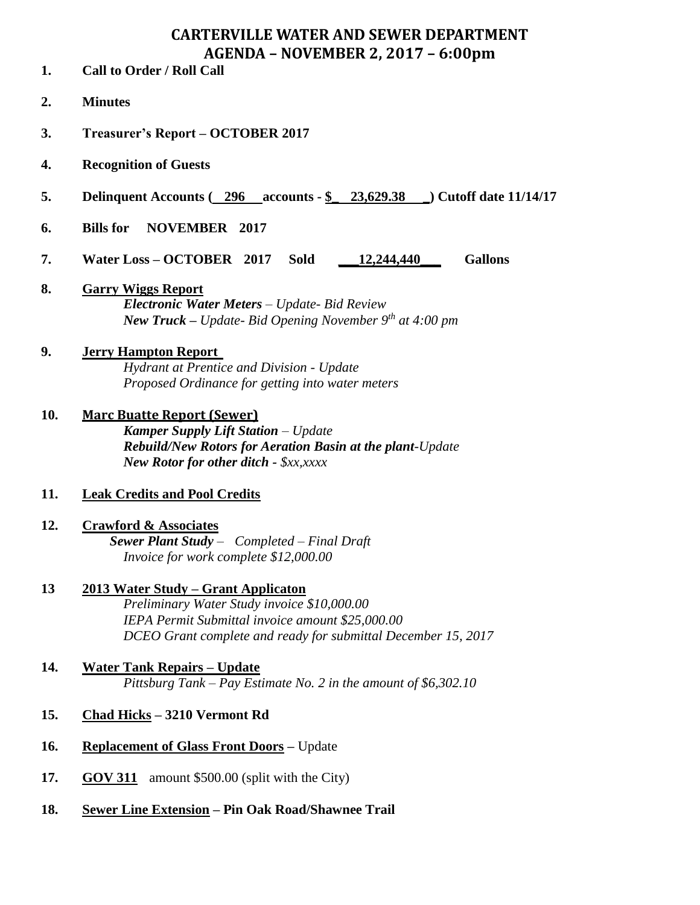# CARTERVILLE WATER AND SEWER DEPARTMENT
## AGENDA – NOVEMBER 2, 2017 – 6:00pm

1. **Call to Order / Roll Call**

2. **Minutes**

3. **Treasurer's Report – OCTOBER 2017**

4. **Recognition of Guests**

5. **Delinquent Accounts (__296__accounts - $_ 23,629.38 _) Cutoff date 11/14/17**

6. **Bills for NOVEMBER 2017**

7. **Water Loss – OCTOBER 2017 Sold ___12,244,440___ Gallons**

8. **Garry Wiggs Report**
   ***Electronic Water Meters*** *– Update- Bid Review*
   ***New Truck – Update- Bid Opening November 9th at 4:00 pm***

9. **Jerry Hampton Report**
   *Hydrant at Prentice and Division - Update*
   *Proposed Ordinance for getting into water meters*

10. **Marc Buatte Report (Sewer)**
    ***Kamper Supply Lift Station*** *– Update*
    ***Rebuild/New Rotors for Aeration Basin at the plant****-Update*
    ***New Rotor for other ditch*** *- $xx,xxxx*

11. **Leak Credits and Pool Credits**

12. **Crawford & Associates**
    ***Sewer Plant Study*** *– Completed – Final Draft*
    *Invoice for work complete $12,000.00*

13. **2013 Water Study – Grant Applicaton**
    *Preliminary Water Study invoice $10,000.00*
    *IEPA Permit Submittal invoice amount $25,000.00*
    *DCEO Grant complete and ready for submittal December 15, 2017*

14. **Water Tank Repairs – Update**
    *Pittsburg Tank – Pay Estimate No. 2 in the amount of $6,302.10*

15. **Chad Hicks – 3210 Vermont Rd**

16. **Replacement of Glass Front Doors –** Update

17. **GOV 311** amount $500.00 (split with the City)

18. **Sewer Line Extension – Pin Oak Road/Shawnee Trail**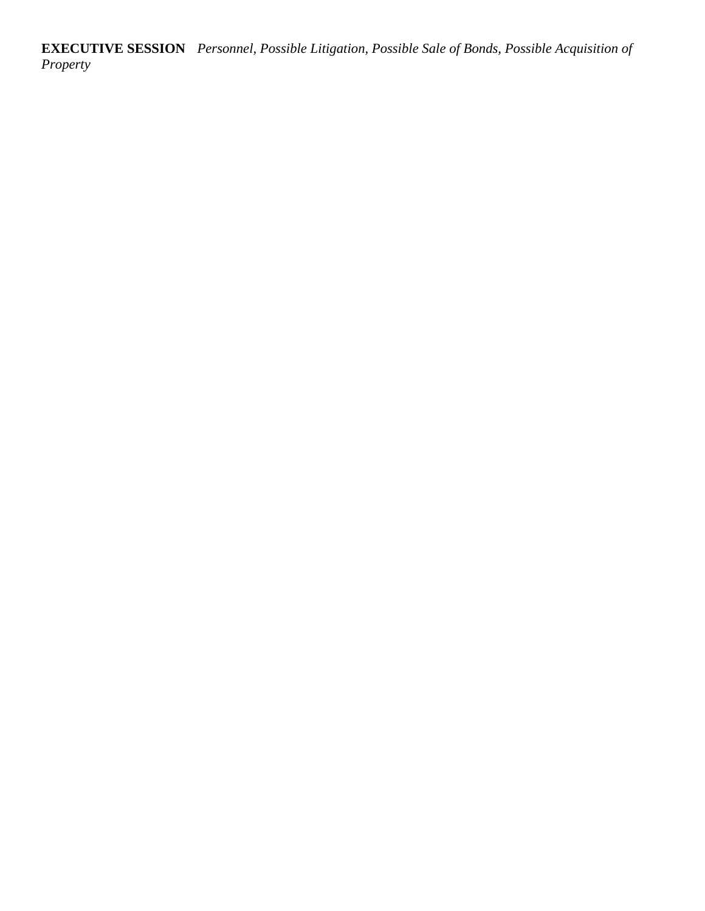**EXECUTIVE SESSION** *Personnel, Possible Litigation, Possible Sale of Bonds, Possible Acquisition of Property*